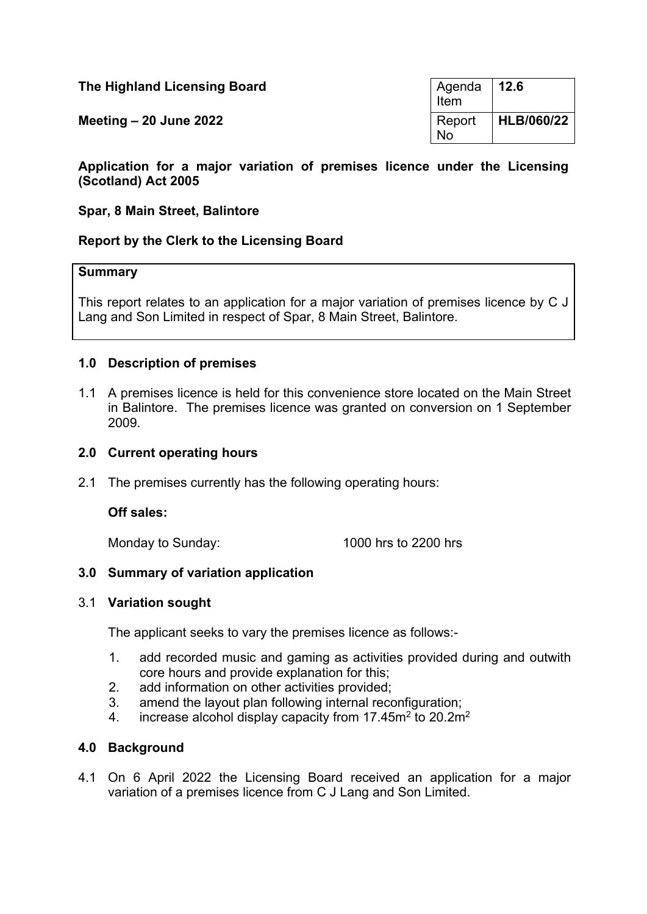**The Highland Licensing Board**

**Meeting – 20 June 2022**

| Agenda Item | **12.6** |
|---|---|
| Report No | **HLB/060/22** |

**Application for a major variation of premises licence under the Licensing (Scotland) Act 2005**

**Spar, 8 Main Street, Balintore**

**Report by the Clerk to the Licensing Board**

**Summary**

This report relates to an application for a major variation of premises licence by C J Lang and Son Limited in respect of Spar, 8 Main Street, Balintore.

## 1.0 Description of premises

1.1 A premises licence is held for this convenience store located on the Main Street in Balintore. The premises licence was granted on conversion on 1 September 2009.

## 2.0 Current operating hours

2.1 The premises currently has the following operating hours:

**Off sales:**

Monday to Sunday: 1000 hrs to 2200 hrs

## 3.0 Summary of variation application

3.1 **Variation sought**

The applicant seeks to vary the premises licence as follows:-

1. add recorded music and gaming as activities provided during and outwith core hours and provide explanation for this;
2. add information on other activities provided;
3. amend the layout plan following internal reconfiguration;
4. increase alcohol display capacity from $17.45m^2$ to $20.2m^2$

## 4.0 Background

4.1 On 6 April 2022 the Licensing Board received an application for a major variation of a premises licence from C J Lang and Son Limited.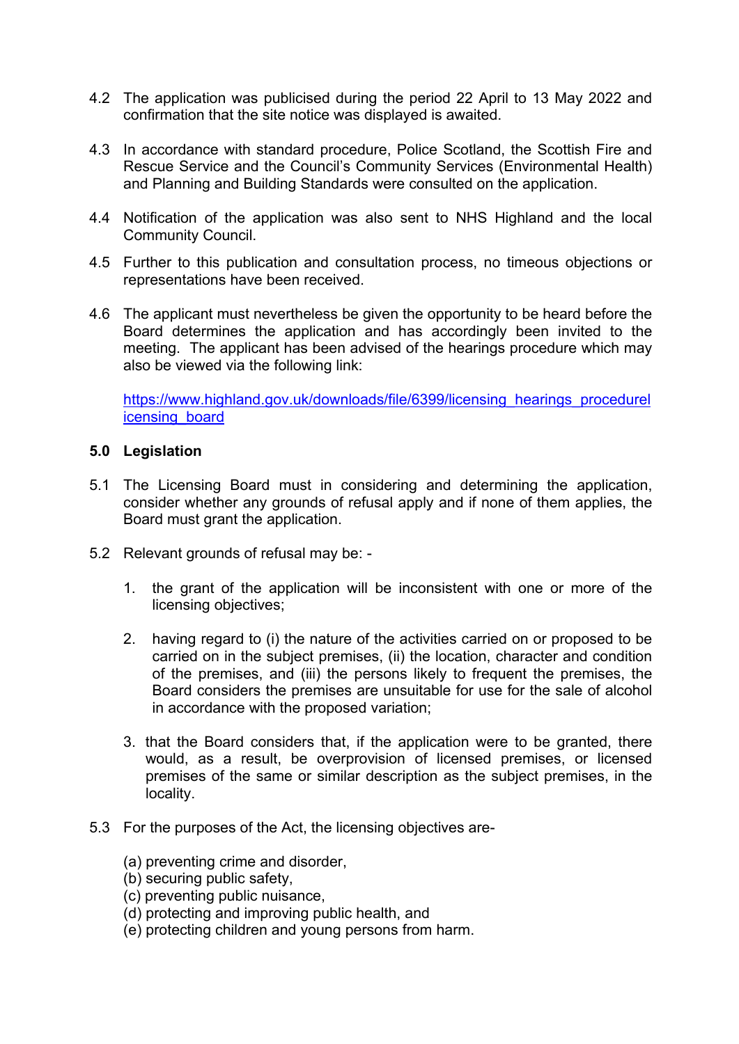4.2 The application was publicised during the period 22 April to 13 May 2022 and confirmation that the site notice was displayed is awaited.

4.3 In accordance with standard procedure, Police Scotland, the Scottish Fire and Rescue Service and the Council's Community Services (Environmental Health) and Planning and Building Standards were consulted on the application.

4.4 Notification of the application was also sent to NHS Highland and the local Community Council.

4.5 Further to this publication and consultation process, no timeous objections or representations have been received.

4.6 The applicant must nevertheless be given the opportunity to be heard before the Board determines the application and has accordingly been invited to the meeting. The applicant has been advised of the hearings procedure which may also be viewed via the following link:

[https://www.highland.gov.uk/downloads/file/6399/licensing_hearings_procedurelicensing_board](https://www.highland.gov.uk/downloads/file/6399/licensing_hearings_procedurelicensing_board)

## 5.0 Legislation

5.1 The Licensing Board must in considering and determining the application, consider whether any grounds of refusal apply and if none of them applies, the Board must grant the application.

5.2 Relevant grounds of refusal may be: -

1. the grant of the application will be inconsistent with one or more of the licensing objectives;

2. having regard to (i) the nature of the activities carried on or proposed to be carried on in the subject premises, (ii) the location, character and condition of the premises, and (iii) the persons likely to frequent the premises, the Board considers the premises are unsuitable for use for the sale of alcohol in accordance with the proposed variation;

3. that the Board considers that, if the application were to be granted, there would, as a result, be overprovision of licensed premises, or licensed premises of the same or similar description as the subject premises, in the locality.

5.3 For the purposes of the Act, the licensing objectives are-

(a) preventing crime and disorder,
(b) securing public safety,
(c) preventing public nuisance,
(d) protecting and improving public health, and
(e) protecting children and young persons from harm.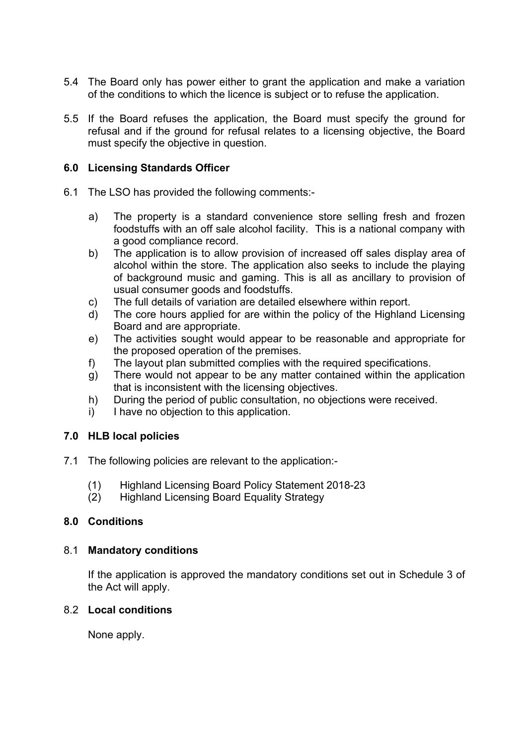5.4 The Board only has power either to grant the application and make a variation of the conditions to which the licence is subject or to refuse the application.

5.5 If the Board refuses the application, the Board must specify the ground for refusal and if the ground for refusal relates to a licensing objective, the Board must specify the objective in question.

## 6.0 Licensing Standards Officer

6.1 The LSO has provided the following comments:-

a) The property is a standard convenience store selling fresh and frozen foodstuffs with an off sale alcohol facility. This is a national company with a good compliance record.
b) The application is to allow provision of increased off sales display area of alcohol within the store. The application also seeks to include the playing of background music and gaming. This is all as ancillary to provision of usual consumer goods and foodstuffs.
c) The full details of variation are detailed elsewhere within report.
d) The core hours applied for are within the policy of the Highland Licensing Board and are appropriate.
e) The activities sought would appear to be reasonable and appropriate for the proposed operation of the premises.
f) The layout plan submitted complies with the required specifications.
g) There would not appear to be any matter contained within the application that is inconsistent with the licensing objectives.
h) During the period of public consultation, no objections were received.
i) I have no objection to this application.

## 7.0 HLB local policies

7.1 The following policies are relevant to the application:-

(1) Highland Licensing Board Policy Statement 2018-23
(2) Highland Licensing Board Equality Strategy

## 8.0 Conditions

### 8.1 Mandatory conditions

If the application is approved the mandatory conditions set out in Schedule 3 of the Act will apply.

### 8.2 Local conditions

None apply.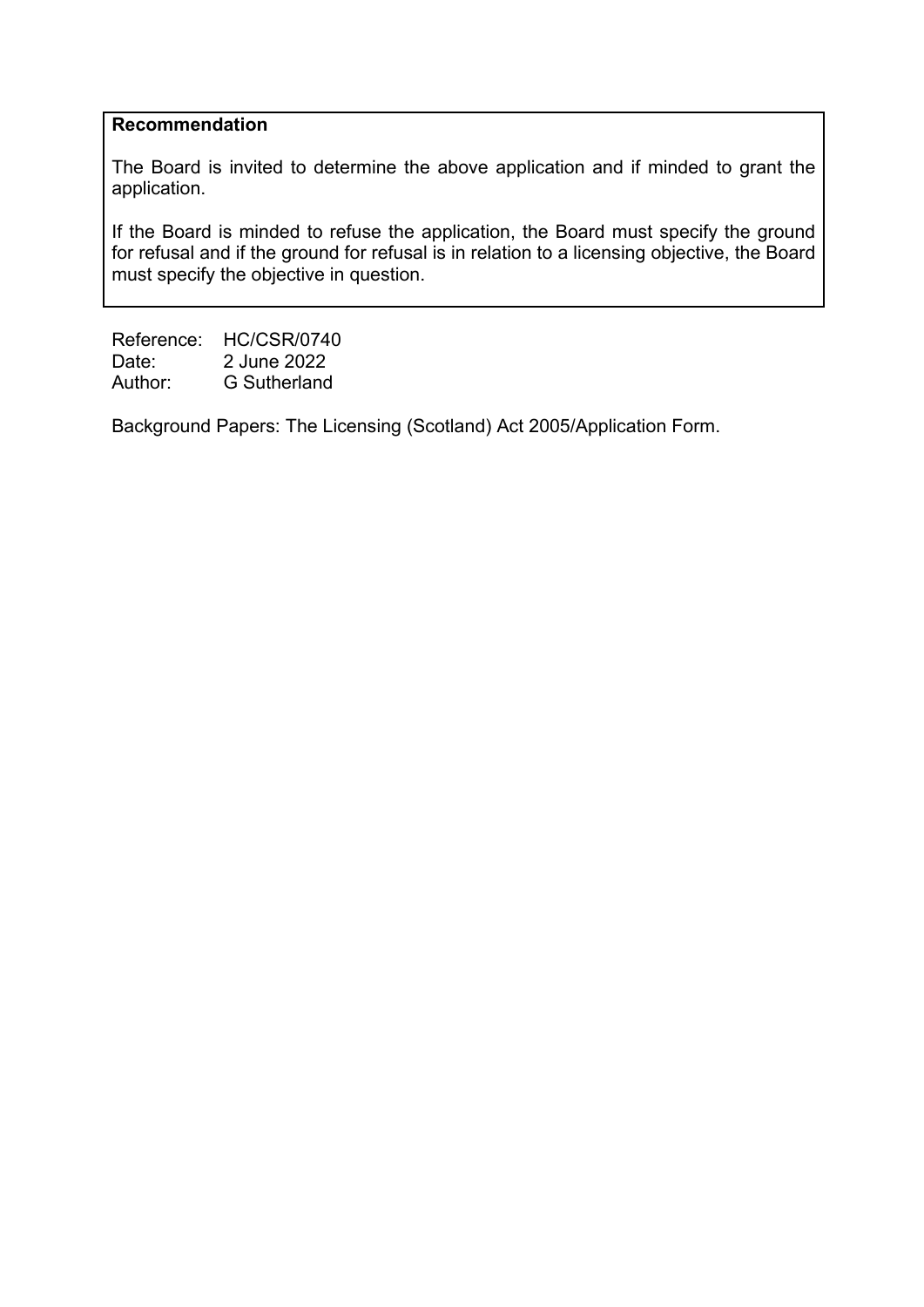**Recommendation**

The Board is invited to determine the above application and if minded to grant the application.

If the Board is minded to refuse the application, the Board must specify the ground for refusal and if the ground for refusal is in relation to a licensing objective, the Board must specify the objective in question.

Reference: HC/CSR/0740
Date: 2 June 2022
Author: G Sutherland

Background Papers: The Licensing (Scotland) Act 2005/Application Form.